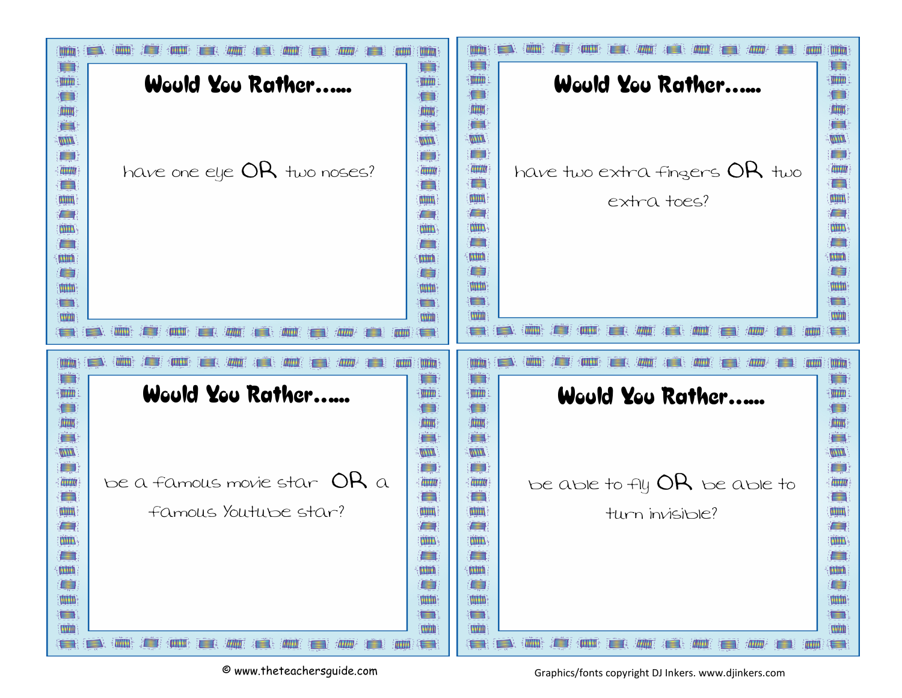## Would You Rather......

have one eye **OR** two noses?

## Would You Rather......

have two extra fingers **OR** two extra toes?

## Would You Rather......

be a famous movie star **OR** a famous Youtube star?

## Would You Rather......

be able to fly **OR** be able to turn invisible?

© www.theteachersguide.com

Graphics/fonts copyright DJ Inkers. www.djinkers.com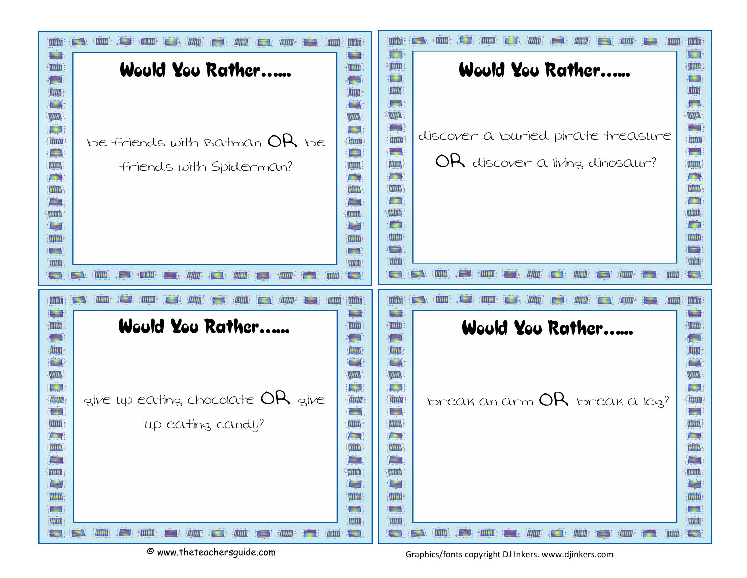## Would You Rather......

be friends with Batman **OR** be friends with Spiderman?

## Would You Rather......

discover a buried pirate treasure **OR** discover a living dinosaur?

## Would You Rather......

give up eating chocolate **OR** give up eating candy?

## Would You Rather......

break an arm **OR** break a leg?

© www.theteachersguide.com

Graphics/fonts copyright DJ Inkers. www.djinkers.com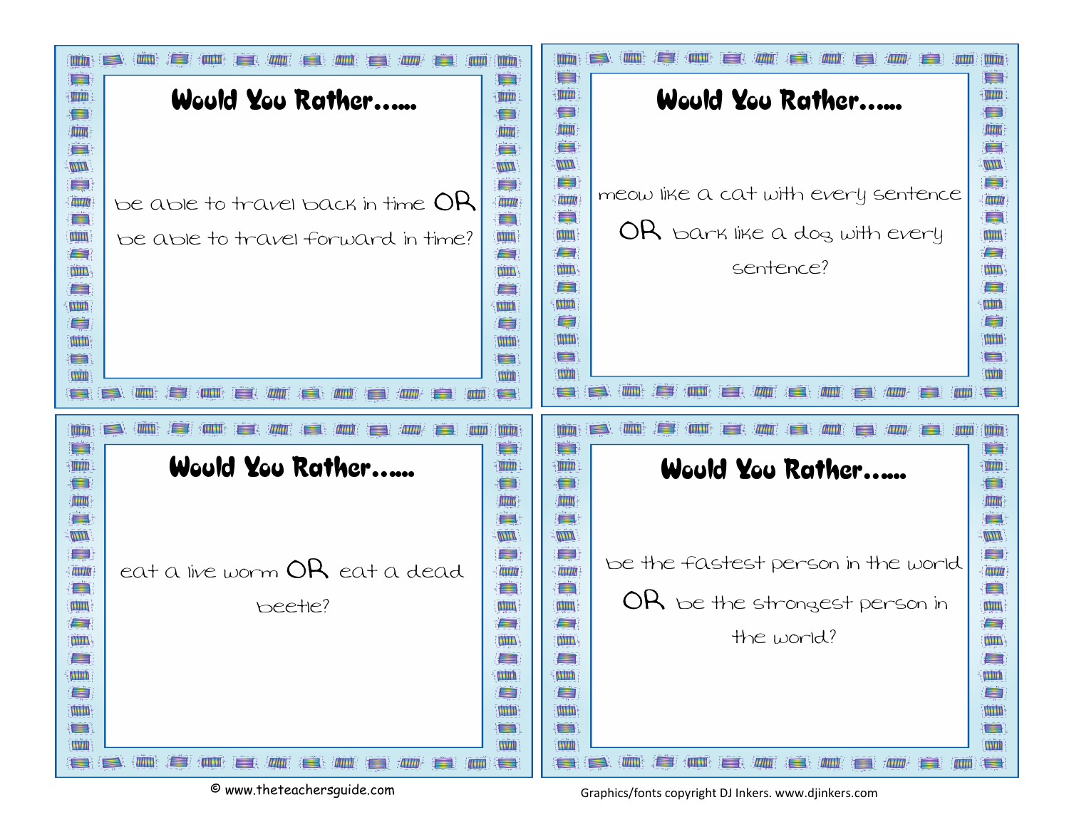## Would You Rather......

be able to travel back in time **OR** be able to travel forward in time?

## Would You Rather......

meow like a cat with every sentence **OR** bark like a dog with every sentence?

## Would You Rather......

eat a live worm **OR** eat a dead beetle?

## Would You Rather......

be the fastest person in the world **OR** be the strongest person in the world?

© www.theteachersguide.com

Graphics/fonts copyright DJ Inkers. www.djinkers.com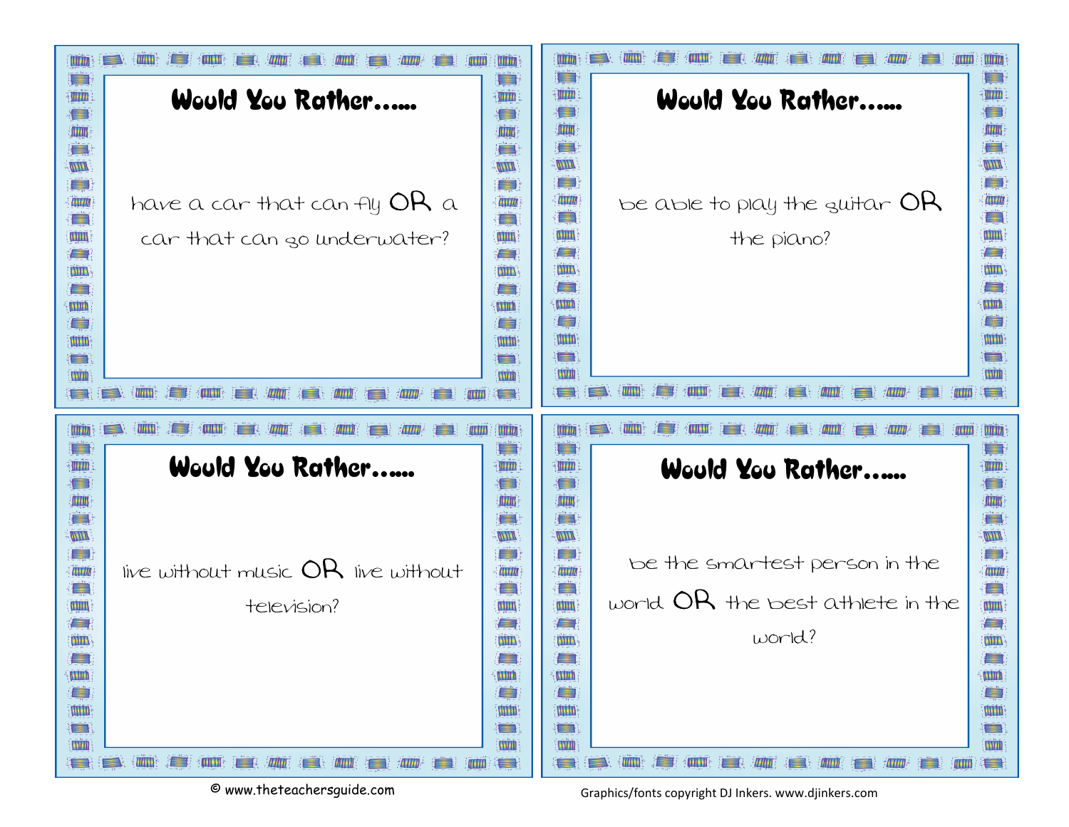## Would You Rather......

have a car that can fly **OR** a car that can go underwater?

## Would You Rather......

be able to play the guitar **OR** the piano?

## Would You Rather......

live without music **OR** live without television?

## Would You Rather......

be the smartest person in the world **OR** the best athlete in the world?

© www.theteachersguide.com

Graphics/fonts copyright DJ Inkers. www.djinkers.com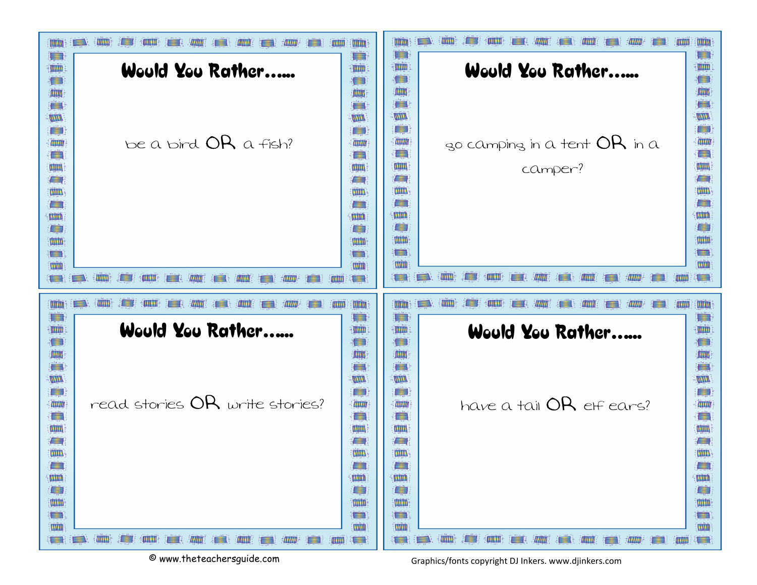## Would You Rather......

be a bird **OR** a fish?

## Would You Rather......

go camping in a tent **OR** in a camper?

## Would You Rather......

read stories **OR** write stories?

## Would You Rather......

have a tail **OR** elf ears?

© www.theteachersguide.com

Graphics/fonts copyright DJ Inkers. www.djinkers.com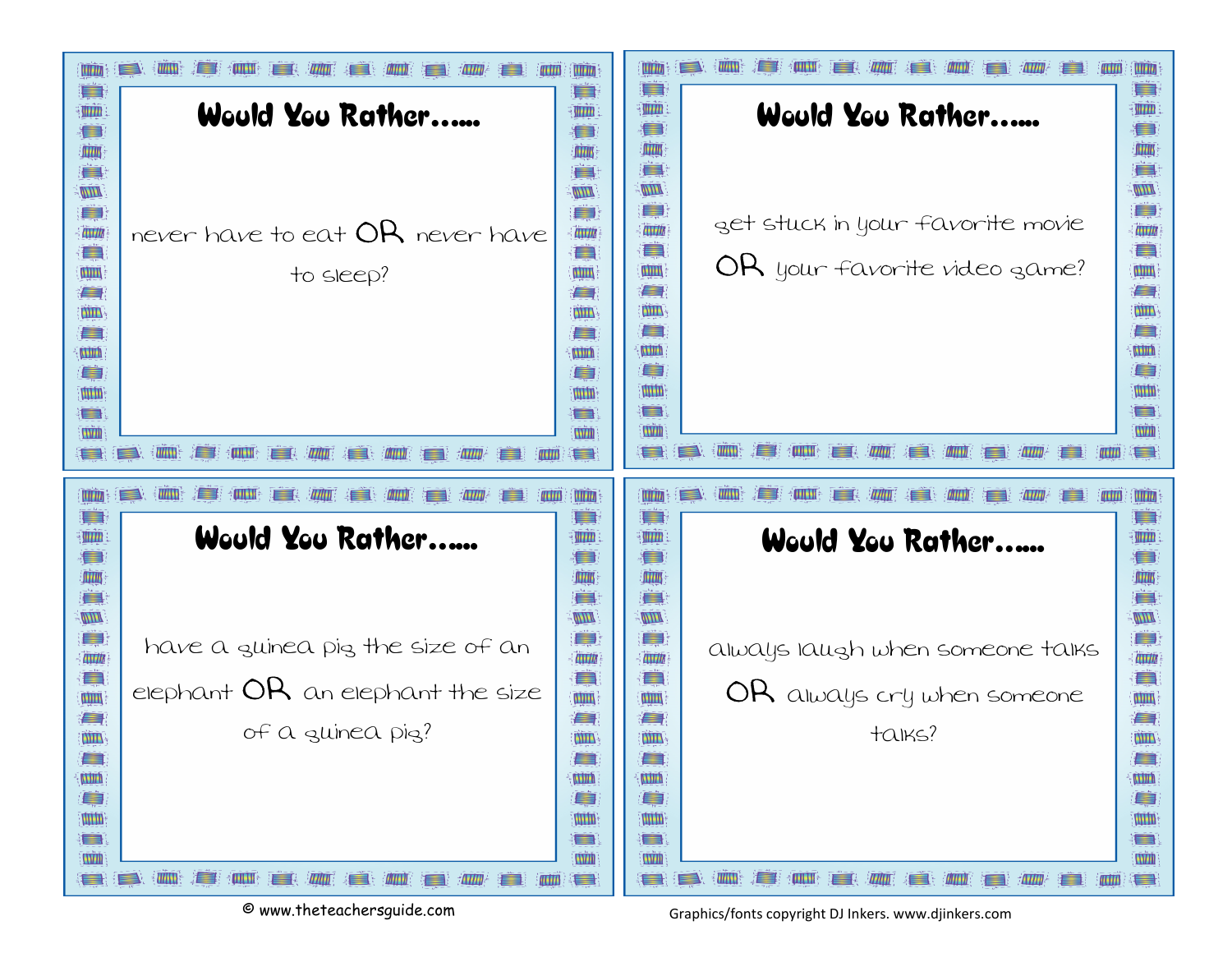## Would You Rather……

never have to eat **OR** never have to sleep?

## Would You Rather……

get stuck in your favorite movie **OR** your favorite video game?

## Would You Rather……

have a guinea pig the size of an elephant **OR** an elephant the size of a guinea pig?

## Would You Rather……

always laugh when someone talks **OR** always cry when someone talks?

© www.theteachersguide.com

Graphics/fonts copyright DJ Inkers. www.djinkers.com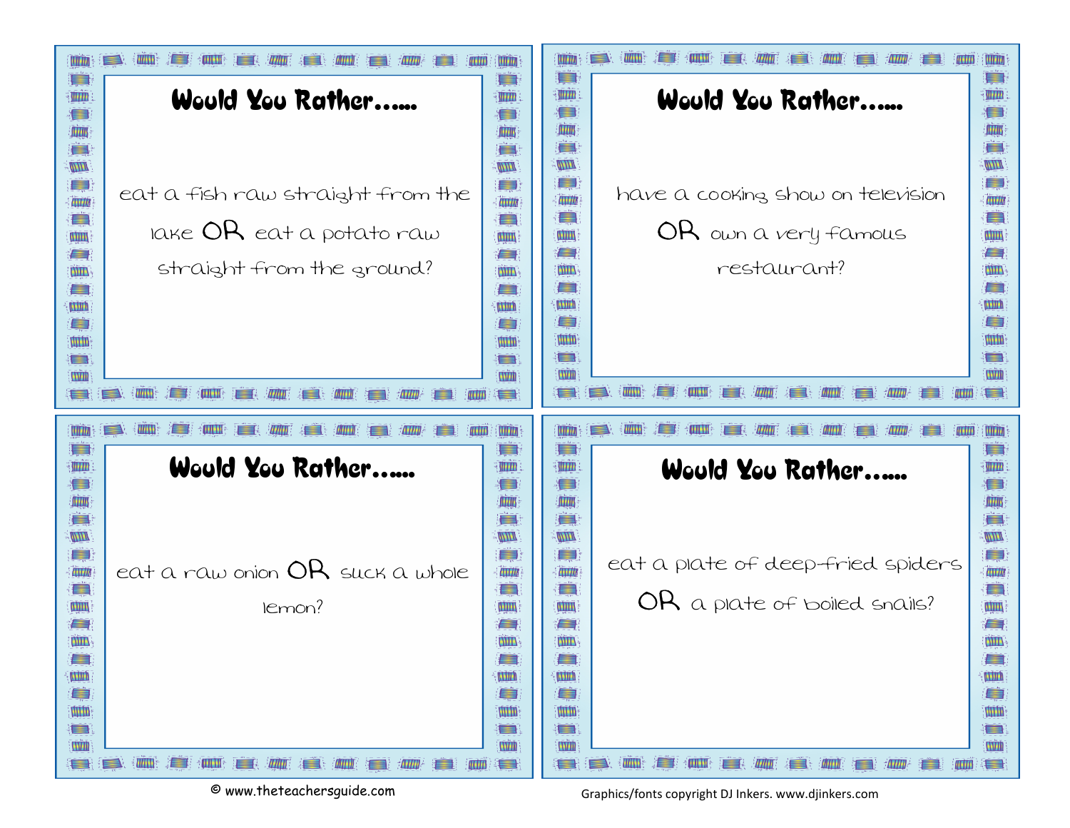## Would You Rather……

eat a fish raw straight from the lake **OR** eat a potato raw straight from the ground?

## Would You Rather……

have a cooking show on television **OR** own a very famous restaurant?

## Would You Rather……

eat a raw onion **OR** suck a whole lemon?

## Would You Rather……

eat a plate of deep-fried spiders **OR** a plate of boiled snails?

© www.theteachersguide.com

Graphics/fonts copyright DJ Inkers. www.djinkers.com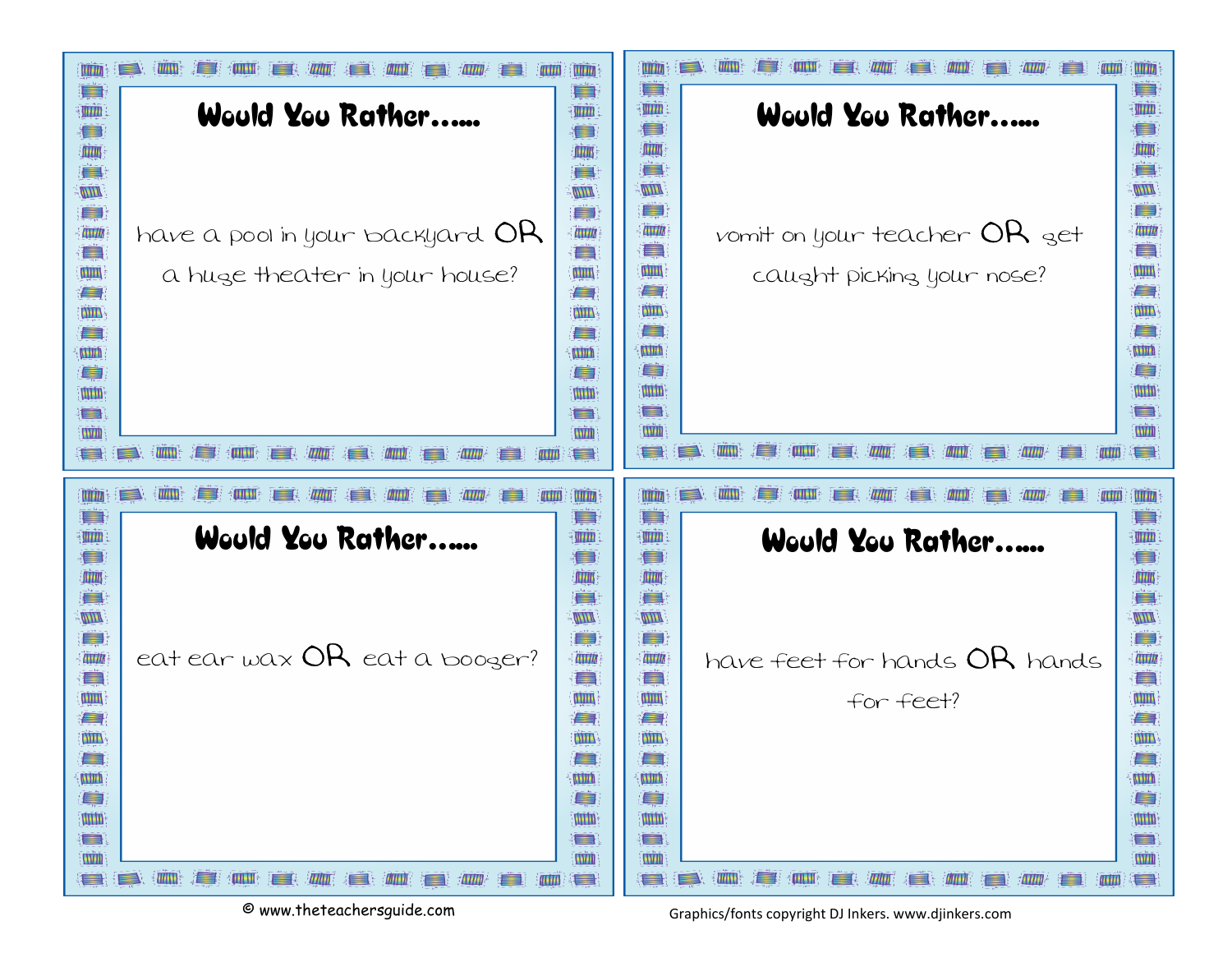## Would You Rather……

have a pool in your backyard OR a huge theater in your house?

## Would You Rather……

vomit on your teacher OR get caught picking your nose?

## Would You Rather……

eat ear wax OR eat a booger?

## Would You Rather……

have feet for hands OR hands for feet?

© www.theteachersguide.com

Graphics/fonts copyright DJ Inkers. www.djinkers.com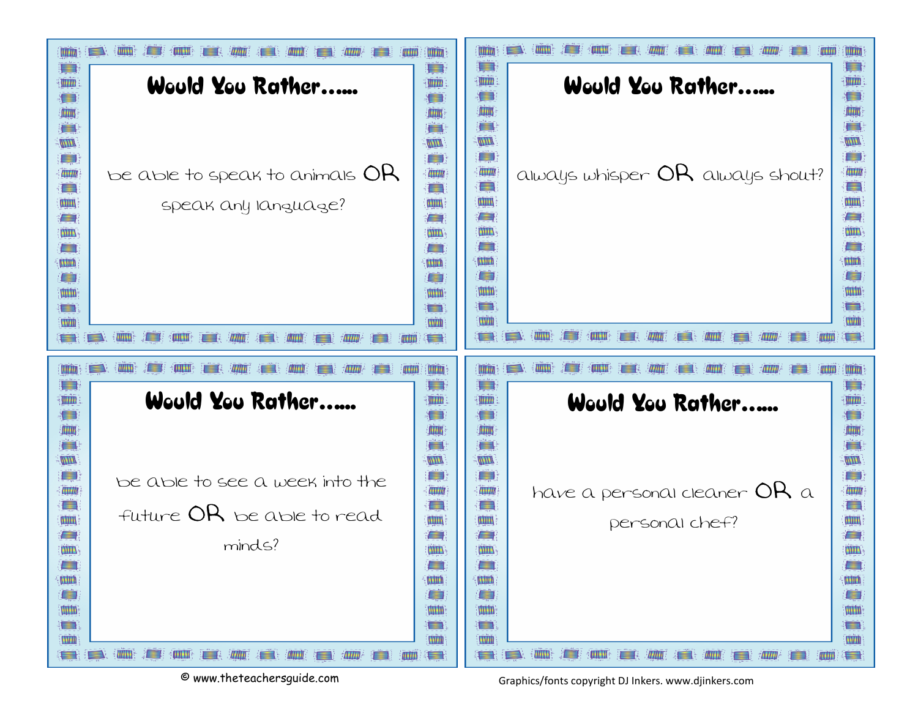## Would You Rather……

be able to speak to animals OR speak any language?

## Would You Rather……

always whisper OR always shout?

## Would You Rather……

be able to see a week into the future OR be able to read minds?

## Would You Rather……

have a personal cleaner OR a personal chef?

© www.theteachersguide.com

Graphics/fonts copyright DJ Inkers. www.djinkers.com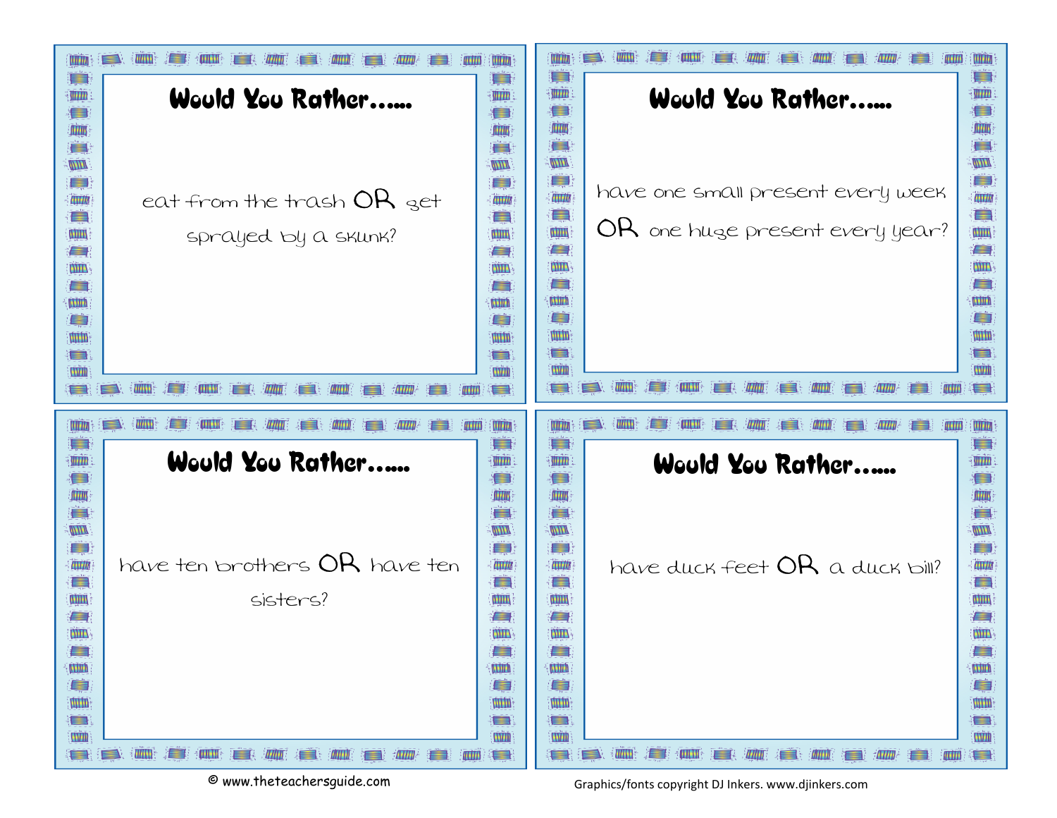## Would You Rather......

eat from the trash **OR** get sprayed by a skunk?

## Would You Rather......

have one small present every week **OR** one huge present every year?

## Would You Rather......

have ten brothers **OR** have ten sisters?

## Would You Rather......

have duck feet **OR** a duck bill?

© www.theteachersguide.com

Graphics/fonts copyright DJ Inkers. www.djinkers.com